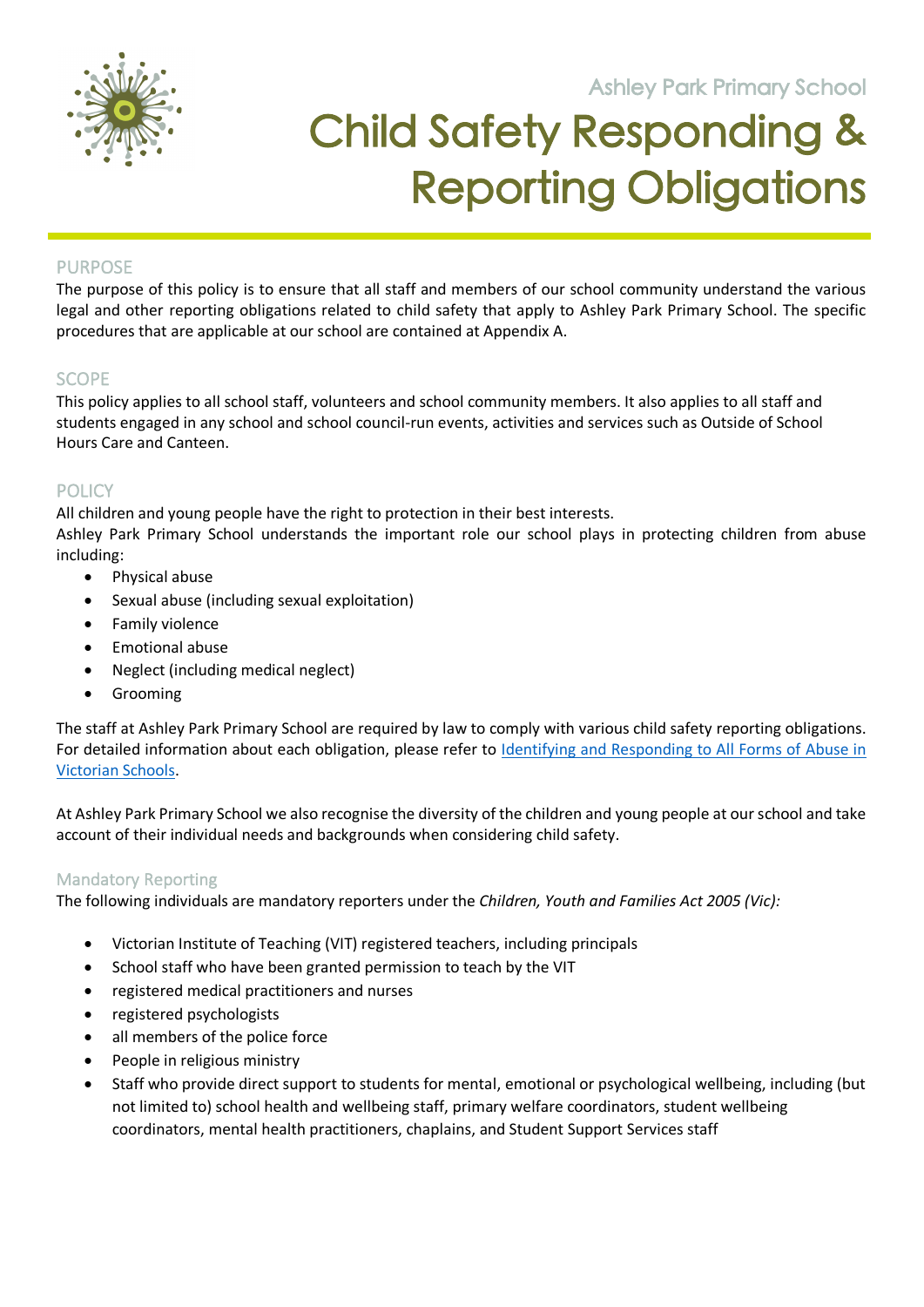Ashley Park Primary School

# Child Safety Responding & Reporting Obligations

## PURPOSE

The purpose of this policy is to ensure that all staff and members of our school community understand the various legal and other reporting obligations related to child safety that apply to Ashley Park Primary School. The specific procedures that are applicable at our school are contained at Appendix A.

## SCOPE

This policy applies to all school staff, volunteers and school community members. It also applies to all staff and students engaged in any school and school council-run events, activities and services such as Outside of School Hours Care and Canteen.

## POLICY

All children and young people have the right to protection in their best interests.

Ashley Park Primary School understands the important role our school plays in protecting children from abuse including:

- Physical abuse
- Sexual abuse (including sexual exploitation)
- Family violence
- Emotional abuse
- Neglect (including medical neglect)
- Grooming

The staff at Ashley Park Primary School are required by law to comply with various child safety reporting obligations. For detailed information about each obligation, please refer to [Identifying and Responding to All Forms of Abuse in Victorian Schools](Identifying and Responding to All Forms of Abuse in Victorian Schools).

At Ashley Park Primary School we also recognise the diversity of the children and young people at our school and take account of their individual needs and backgrounds when considering child safety.

### Mandatory Reporting

The following individuals are mandatory reporters under the *Children, Youth and Families Act 2005 (Vic):*

- Victorian Institute of Teaching (VIT) registered teachers, including principals
- School staff who have been granted permission to teach by the VIT
- registered medical practitioners and nurses
- registered psychologists
- all members of the police force
- People in religious ministry
- Staff who provide direct support to students for mental, emotional or psychological wellbeing, including (but not limited to) school health and wellbeing staff, primary welfare coordinators, student wellbeing coordinators, mental health practitioners, chaplains, and Student Support Services staff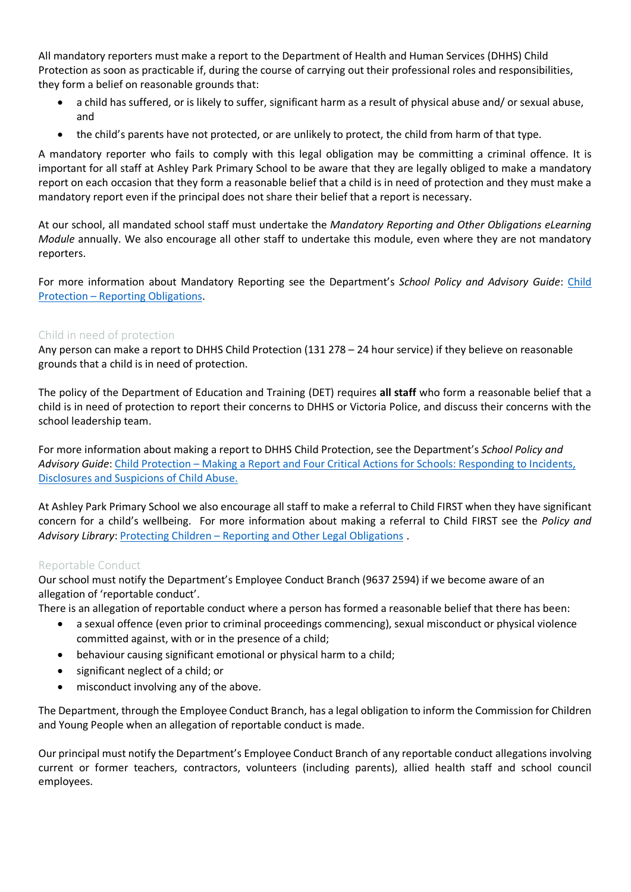All mandatory reporters must make a report to the Department of Health and Human Services (DHHS) Child Protection as soon as practicable if, during the course of carrying out their professional roles and responsibilities, they form a belief on reasonable grounds that:

- a child has suffered, or is likely to suffer, significant harm as a result of physical abuse and/ or sexual abuse, and
- the child's parents have not protected, or are unlikely to protect, the child from harm of that type.

A mandatory reporter who fails to comply with this legal obligation may be committing a criminal offence. It is important for all staff at Ashley Park Primary School to be aware that they are legally obliged to make a mandatory report on each occasion that they form a reasonable belief that a child is in need of protection and they must make a mandatory report even if the principal does not share their belief that a report is necessary.

At our school, all mandated school staff must undertake the *Mandatory Reporting and Other Obligations eLearning Module* annually. We also encourage all other staff to undertake this module, even where they are not mandatory reporters.

For more information about Mandatory Reporting see the Department's *School Policy and Advisory Guide*: Child Protection – Reporting Obligations.

### Child in need of protection

Any person can make a report to DHHS Child Protection (131 278 – 24 hour service) if they believe on reasonable grounds that a child is in need of protection.

The policy of the Department of Education and Training (DET) requires **all staff** who form a reasonable belief that a child is in need of protection to report their concerns to DHHS or Victoria Police, and discuss their concerns with the school leadership team.

For more information about making a report to DHHS Child Protection, see the Department's *School Policy and Advisory Guide*: Child Protection – Making a Report and Four Critical Actions for Schools: Responding to Incidents, Disclosures and Suspicions of Child Abuse.

At Ashley Park Primary School we also encourage all staff to make a referral to Child FIRST when they have significant concern for a child's wellbeing. For more information about making a referral to Child FIRST see the *Policy and Advisory Library*: Protecting Children – Reporting and Other Legal Obligations .

### Reportable Conduct

Our school must notify the Department's Employee Conduct Branch (9637 2594) if we become aware of an allegation of 'reportable conduct'.

There is an allegation of reportable conduct where a person has formed a reasonable belief that there has been:

- a sexual offence (even prior to criminal proceedings commencing), sexual misconduct or physical violence committed against, with or in the presence of a child;
- behaviour causing significant emotional or physical harm to a child;
- significant neglect of a child; or
- misconduct involving any of the above.

The Department, through the Employee Conduct Branch, has a legal obligation to inform the Commission for Children and Young People when an allegation of reportable conduct is made.

Our principal must notify the Department's Employee Conduct Branch of any reportable conduct allegations involving current or former teachers, contractors, volunteers (including parents), allied health staff and school council employees.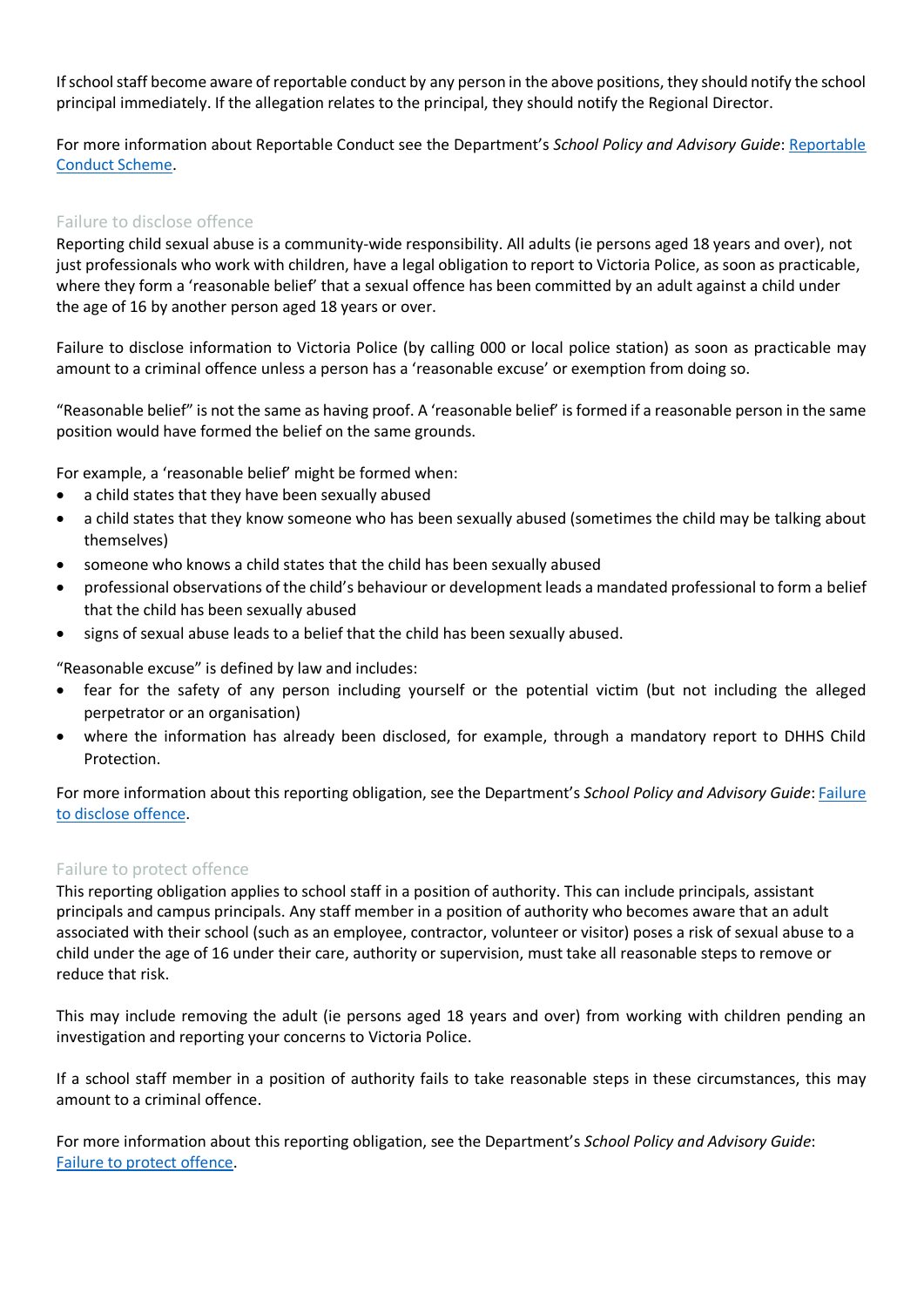If school staff become aware of reportable conduct by any person in the above positions, they should notify the school principal immediately. If the allegation relates to the principal, they should notify the Regional Director.

For more information about Reportable Conduct see the Department's *School Policy and Advisory Guide*: [Reportable Conduct Scheme](Reportable Conduct Scheme).

### Failure to disclose offence

Reporting child sexual abuse is a community-wide responsibility. All adults (ie persons aged 18 years and over), not just professionals who work with children, have a legal obligation to report to Victoria Police, as soon as practicable, where they form a 'reasonable belief' that a sexual offence has been committed by an adult against a child under the age of 16 by another person aged 18 years or over.

Failure to disclose information to Victoria Police (by calling 000 or local police station) as soon as practicable may amount to a criminal offence unless a person has a 'reasonable excuse' or exemption from doing so.

"Reasonable belief" is not the same as having proof. A 'reasonable belief' is formed if a reasonable person in the same position would have formed the belief on the same grounds.

For example, a 'reasonable belief' might be formed when:

- a child states that they have been sexually abused
- a child states that they know someone who has been sexually abused (sometimes the child may be talking about themselves)
- someone who knows a child states that the child has been sexually abused
- professional observations of the child's behaviour or development leads a mandated professional to form a belief that the child has been sexually abused
- signs of sexual abuse leads to a belief that the child has been sexually abused.

"Reasonable excuse" is defined by law and includes:

- fear for the safety of any person including yourself or the potential victim (but not including the alleged perpetrator or an organisation)
- where the information has already been disclosed, for example, through a mandatory report to DHHS Child Protection.

For more information about this reporting obligation, see the Department's *School Policy and Advisory Guide*: [Failure to disclose offence](Failure to disclose offence).

### Failure to protect offence

This reporting obligation applies to school staff in a position of authority. This can include principals, assistant principals and campus principals. Any staff member in a position of authority who becomes aware that an adult associated with their school (such as an employee, contractor, volunteer or visitor) poses a risk of sexual abuse to a child under the age of 16 under their care, authority or supervision, must take all reasonable steps to remove or reduce that risk.

This may include removing the adult (ie persons aged 18 years and over) from working with children pending an investigation and reporting your concerns to Victoria Police.

If a school staff member in a position of authority fails to take reasonable steps in these circumstances, this may amount to a criminal offence.

For more information about this reporting obligation, see the Department's *School Policy and Advisory Guide*: [Failure to protect offence](Failure to protect offence).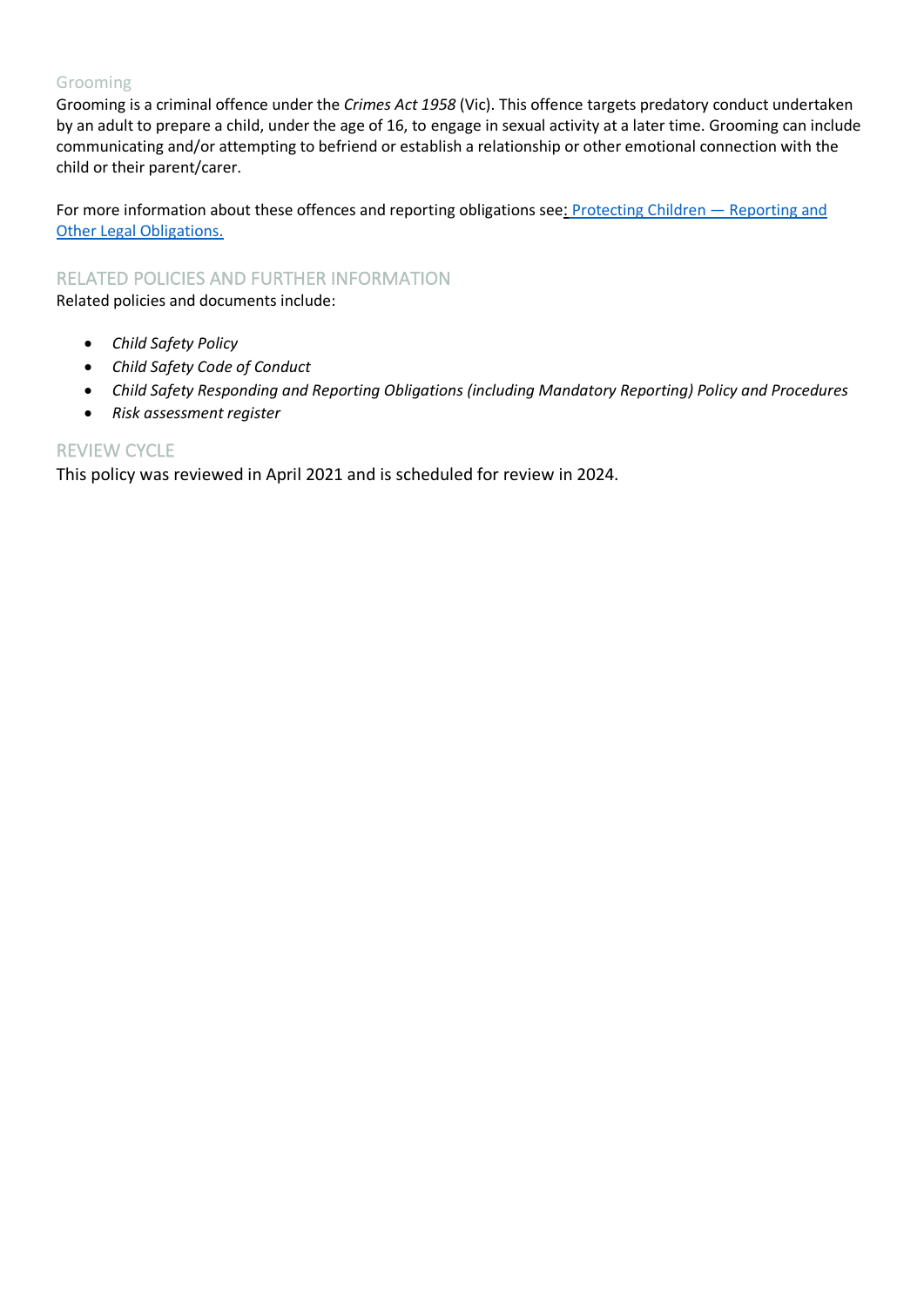### Grooming

Grooming is a criminal offence under the *Crimes Act 1958* (Vic). This offence targets predatory conduct undertaken by an adult to prepare a child, under the age of 16, to engage in sexual activity at a later time. Grooming can include communicating and/or attempting to befriend or establish a relationship or other emotional connection with the child or their parent/carer.

For more information about these offences and reporting obligations see: [Protecting Children — Reporting and Other Legal Obligations.]()

## RELATED POLICIES AND FURTHER INFORMATION

Related policies and documents include:

- *Child Safety Policy*
- *Child Safety Code of Conduct*
- *Child Safety Responding and Reporting Obligations (including Mandatory Reporting) Policy and Procedures*
- *Risk assessment register*

## REVIEW CYCLE

This policy was reviewed in April 2021 and is scheduled for review in 2024.